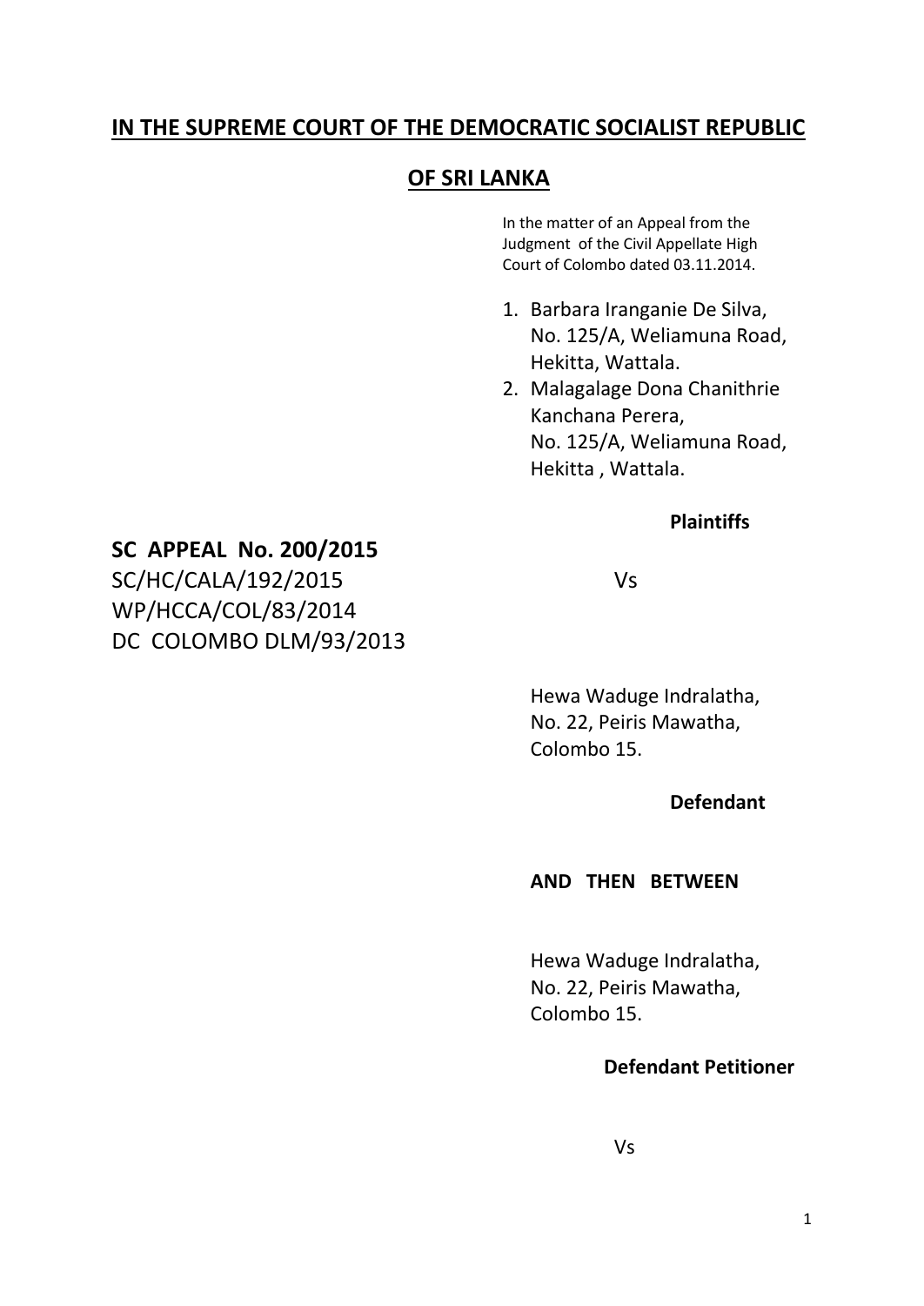## IN THE SUPREME COURT OF THE DEMOCRATIC SOCIALIST REPUBLIC OF SRI LANKA

In the matter of an Appeal from the Judgment of the Civil Appellate High Court of Colombo dated 03.11.2014.

1. Barbara Iranganie De Silva, No. 125/A, Weliamuna Road, Hekitta, Wattala.
2. Malagalage Dona Chanithrie Kanchana Perera, No. 125/A, Weliamuna Road, Hekitta , Wattala.

**Plaintiffs**

**SC APPEAL No. 200/2015**
SC/HC/CALA/192/2015
WP/HCCA/COL/83/2014
DC COLOMBO DLM/93/2013

Vs

Hewa Waduge Indralatha,
No. 22, Peiris Mawatha,
Colombo 15.

**Defendant**

**AND THEN BETWEEN**

Hewa Waduge Indralatha,
No. 22, Peiris Mawatha,
Colombo 15.

**Defendant Petitioner**

Vs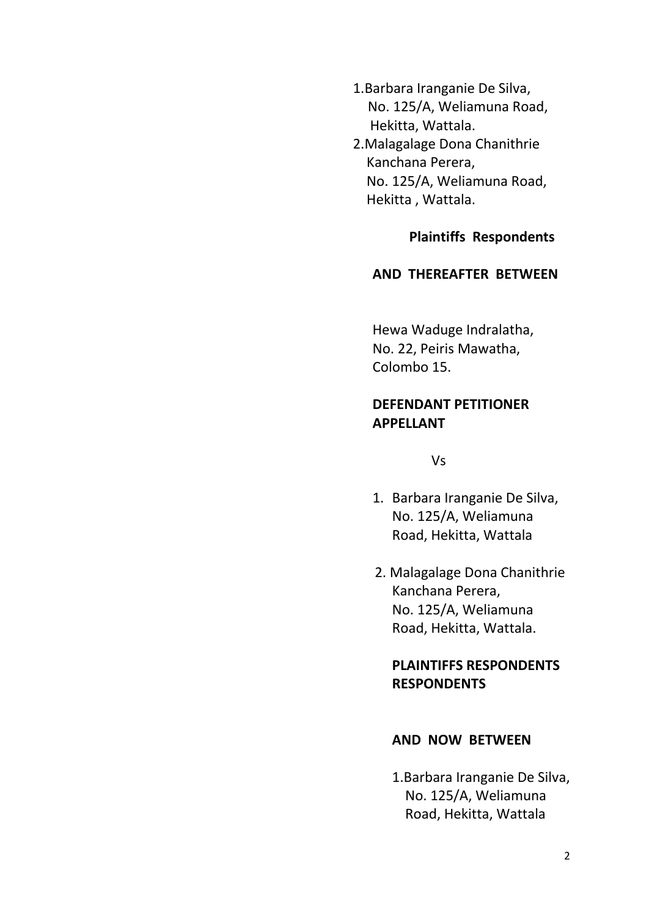1. Barbara Iranganie De Silva,  
   No. 125/A, Weliamuna Road,  
   Hekitta, Wattala.
2. Malagalage Dona Chanithrie  
   Kanchana Perera,  
   No. 125/A, Weliamuna Road,  
   Hekitta , Wattala.

**Plaintiffs Respondents**

**AND THEREAFTER BETWEEN**

Hewa Waduge Indralatha,  
No. 22, Peiris Mawatha,  
Colombo 15.

**DEFENDANT PETITIONER APPELLANT**

Vs

1. Barbara Iranganie De Silva,  
   No. 125/A, Weliamuna  
   Road, Hekitta, Wattala

2. Malagalage Dona Chanithrie  
   Kanchana Perera,  
   No. 125/A, Weliamuna  
   Road, Hekitta, Wattala.

**PLAINTIFFS RESPONDENTS RESPONDENTS**

**AND NOW BETWEEN**

1. Barbara Iranganie De Silva,  
   No. 125/A, Weliamuna  
   Road, Hekitta, Wattala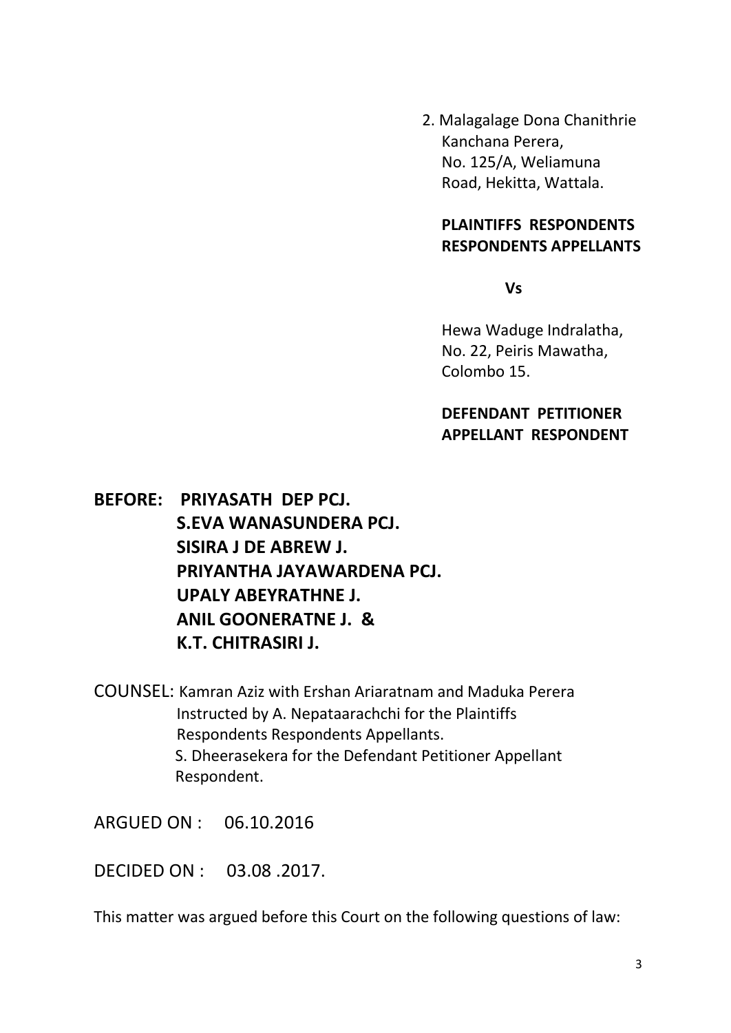2. Malagalage Dona Chanithrie
   Kanchana Perera,
   No. 125/A, Weliamuna
   Road, Hekitta, Wattala.

**PLAINTIFFS RESPONDENTS RESPONDENTS APPELLANTS**

**Vs**

Hewa Waduge Indralatha,
No. 22, Peiris Mawatha,
Colombo 15.

**DEFENDANT PETITIONER APPELLANT RESPONDENT**

**BEFORE: PRIYASATH DEP PCJ.**
**S.EVA WANASUNDERA PCJ.**
**SISIRA J DE ABREW J.**
**PRIYANTHA JAYAWARDENA PCJ.**
**UPALY ABEYRATHNE J.**
**ANIL GOONERATNE J. &**
**K.T. CHITRASIRI J.**

COUNSEL: Kamran Aziz with Ershan Ariaratnam and Maduka Perera Instructed by A. Nepataarachchi for the Plaintiffs Respondents Respondents Appellants.
S. Dheerasekera for the Defendant Petitioner Appellant Respondent.

ARGUED ON : 06.10.2016

DECIDED ON : 03.08 .2017.

This matter was argued before this Court on the following questions of law: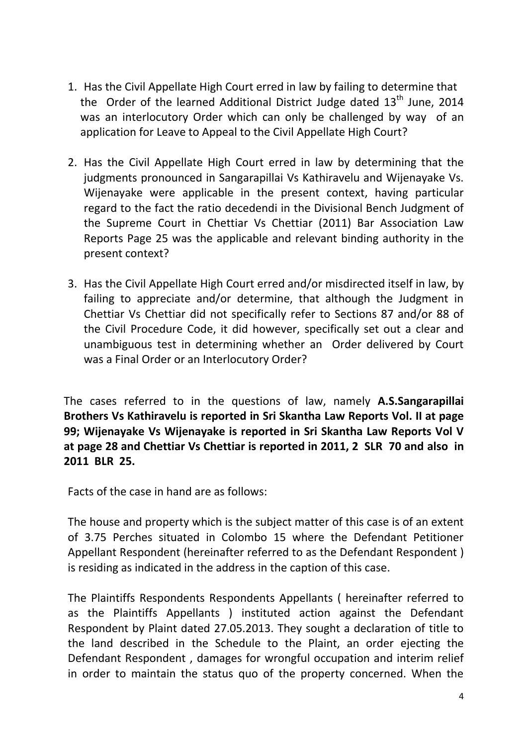1. Has the Civil Appellate High Court erred in law by failing to determine that the Order of the learned Additional District Judge dated 13th June, 2014 was an interlocutory Order which can only be challenged by way of an application for Leave to Appeal to the Civil Appellate High Court?

2. Has the Civil Appellate High Court erred in law by determining that the judgments pronounced in Sangarapillai Vs Kathiravelu and Wijenayake Vs. Wijenayake were applicable in the present context, having particular regard to the fact the ratio decedendi in the Divisional Bench Judgment of the Supreme Court in Chettiar Vs Chettiar (2011) Bar Association Law Reports Page 25 was the applicable and relevant binding authority in the present context?

3. Has the Civil Appellate High Court erred and/or misdirected itself in law, by failing to appreciate and/or determine, that although the Judgment in Chettiar Vs Chettiar did not specifically refer to Sections 87 and/or 88 of the Civil Procedure Code, it did however, specifically set out a clear and unambiguous test in determining whether an Order delivered by Court was a Final Order or an Interlocutory Order?

The cases referred to in the questions of law, namely **A.S.Sangarapillai Brothers Vs Kathiravelu is reported in Sri Skantha Law Reports Vol. II at page 99; Wijenayake Vs Wijenayake is reported in Sri Skantha Law Reports Vol V at page 28 and Chettiar Vs Chettiar is reported in 2011, 2 SLR 70 and also in 2011 BLR 25.**

Facts of the case in hand are as follows:

The house and property which is the subject matter of this case is of an extent of 3.75 Perches situated in Colombo 15 where the Defendant Petitioner Appellant Respondent (hereinafter referred to as the Defendant Respondent ) is residing as indicated in the address in the caption of this case.

The Plaintiffs Respondents Respondents Appellants ( hereinafter referred to as the Plaintiffs Appellants ) instituted action against the Defendant Respondent by Plaint dated 27.05.2013. They sought a declaration of title to the land described in the Schedule to the Plaint, an order ejecting the Defendant Respondent , damages for wrongful occupation and interim relief in order to maintain the status quo of the property concerned. When the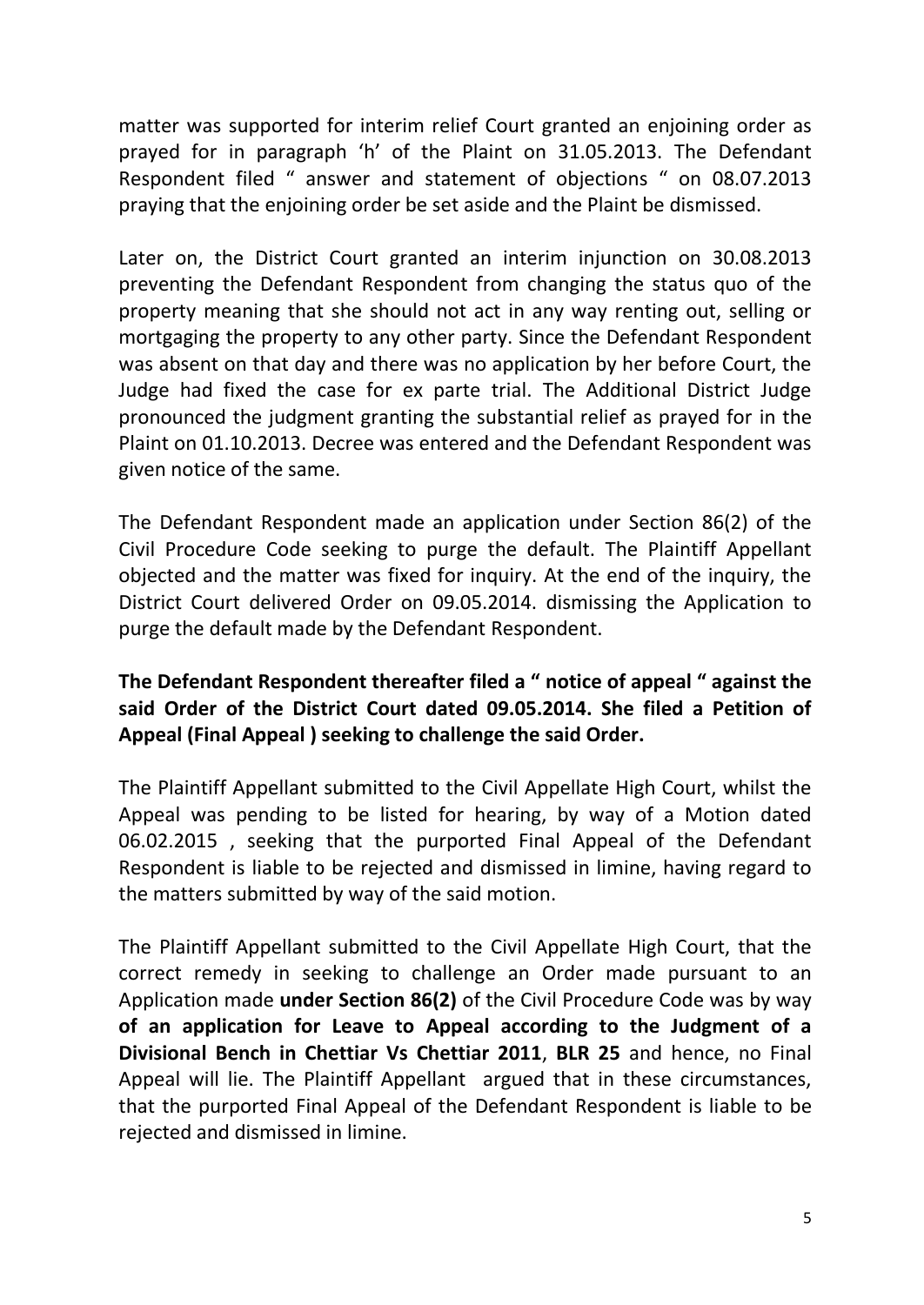matter was supported for interim relief Court granted an enjoining order as prayed for in paragraph 'h' of the Plaint on 31.05.2013. The Defendant Respondent filed " answer and statement of objections " on 08.07.2013 praying that the enjoining order be set aside and the Plaint be dismissed.

Later on, the District Court granted an interim injunction on 30.08.2013 preventing the Defendant Respondent from changing the status quo of the property meaning that she should not act in any way renting out, selling or mortgaging the property to any other party. Since the Defendant Respondent was absent on that day and there was no application by her before Court, the Judge had fixed the case for ex parte trial. The Additional District Judge pronounced the judgment granting the substantial relief as prayed for in the Plaint on 01.10.2013. Decree was entered and the Defendant Respondent was given notice of the same.

The Defendant Respondent made an application under Section 86(2) of the Civil Procedure Code seeking to purge the default. The Plaintiff Appellant objected and the matter was fixed for inquiry. At the end of the inquiry, the District Court delivered Order on 09.05.2014. dismissing the Application to purge the default made by the Defendant Respondent.

**The Defendant Respondent thereafter filed a " notice of appeal " against the said Order of the District Court dated 09.05.2014. She filed a Petition of Appeal (Final Appeal ) seeking to challenge the said Order.**

The Plaintiff Appellant submitted to the Civil Appellate High Court, whilst the Appeal was pending to be listed for hearing, by way of a Motion dated 06.02.2015 , seeking that the purported Final Appeal of the Defendant Respondent is liable to be rejected and dismissed in limine, having regard to the matters submitted by way of the said motion.

The Plaintiff Appellant submitted to the Civil Appellate High Court, that the correct remedy in seeking to challenge an Order made pursuant to an Application made **under Section 86(2)** of the Civil Procedure Code was by way **of an application for Leave to Appeal according to the Judgment of a Divisional Bench in Chettiar Vs Chettiar 2011**, **BLR 25** and hence, no Final Appeal will lie. The Plaintiff Appellant argued that in these circumstances, that the purported Final Appeal of the Defendant Respondent is liable to be rejected and dismissed in limine.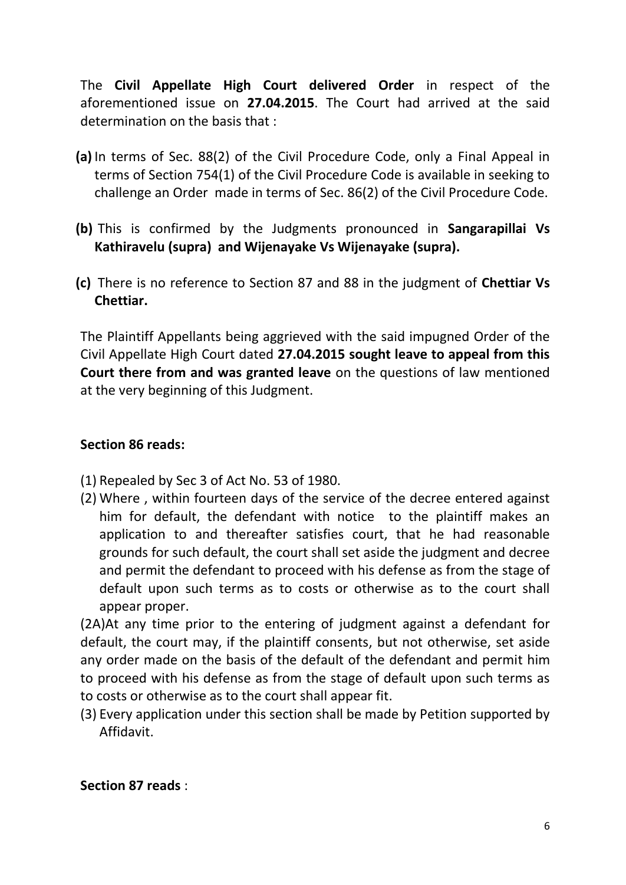The **Civil Appellate High Court delivered Order** in respect of the aforementioned issue on **27.04.2015**. The Court had arrived at the said determination on the basis that :

**(a)** In terms of Sec. 88(2) of the Civil Procedure Code, only a Final Appeal in terms of Section 754(1) of the Civil Procedure Code is available in seeking to challenge an Order made in terms of Sec. 86(2) of the Civil Procedure Code.

**(b)** This is confirmed by the Judgments pronounced in **Sangarapillai Vs Kathiravelu (supra) and Wijenayake Vs Wijenayake (supra).**

**(c)** There is no reference to Section 87 and 88 in the judgment of **Chettiar Vs Chettiar.**

The Plaintiff Appellants being aggrieved with the said impugned Order of the Civil Appellate High Court dated **27.04.2015 sought leave to appeal from this Court there from and was granted leave** on the questions of law mentioned at the very beginning of this Judgment.

**Section 86 reads:**

(1) Repealed by Sec 3 of Act No. 53 of 1980.

(2) Where , within fourteen days of the service of the decree entered against him for default, the defendant with notice to the plaintiff makes an application to and thereafter satisfies court, that he had reasonable grounds for such default, the court shall set aside the judgment and decree and permit the defendant to proceed with his defense as from the stage of default upon such terms as to costs or otherwise as to the court shall appear proper.

(2A)At any time prior to the entering of judgment against a defendant for default, the court may, if the plaintiff consents, but not otherwise, set aside any order made on the basis of the default of the defendant and permit him to proceed with his defense as from the stage of default upon such terms as to costs or otherwise as to the court shall appear fit.

(3) Every application under this section shall be made by Petition supported by Affidavit.

**Section 87 reads** :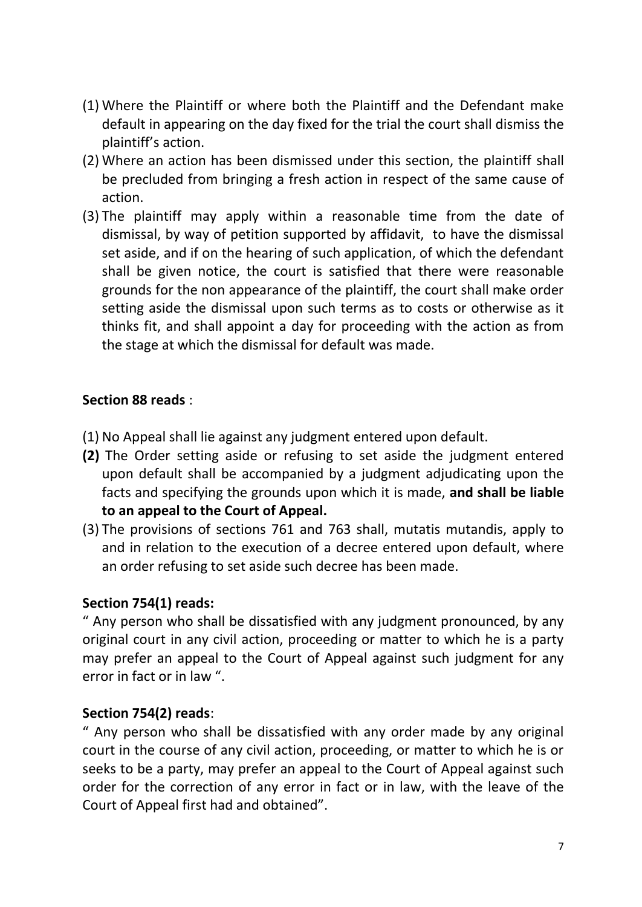(1) Where the Plaintiff or where both the Plaintiff and the Defendant make default in appearing on the day fixed for the trial the court shall dismiss the plaintiff's action.
(2) Where an action has been dismissed under this section, the plaintiff shall be precluded from bringing a fresh action in respect of the same cause of action.
(3) The plaintiff may apply within a reasonable time from the date of dismissal, by way of petition supported by affidavit, to have the dismissal set aside, and if on the hearing of such application, of which the defendant shall be given notice, the court is satisfied that there were reasonable grounds for the non appearance of the plaintiff, the court shall make order setting aside the dismissal upon such terms as to costs or otherwise as it thinks fit, and shall appoint a day for proceeding with the action as from the stage at which the dismissal for default was made.

**Section 88 reads** :

(1) No Appeal shall lie against any judgment entered upon default.
**(2)** The Order setting aside or refusing to set aside the judgment entered upon default shall be accompanied by a judgment adjudicating upon the facts and specifying the grounds upon which it is made, **and shall be liable to an appeal to the Court of Appeal.**
(3) The provisions of sections 761 and 763 shall, mutatis mutandis, apply to and in relation to the execution of a decree entered upon default, where an order refusing to set aside such decree has been made.

**Section 754(1) reads:**

" Any person who shall be dissatisfied with any judgment pronounced, by any original court in any civil action, proceeding or matter to which he is a party may prefer an appeal to the Court of Appeal against such judgment for any error in fact or in law ".

**Section 754(2) reads**:

" Any person who shall be dissatisfied with any order made by any original court in the course of any civil action, proceeding, or matter to which he is or seeks to be a party, may prefer an appeal to the Court of Appeal against such order for the correction of any error in fact or in law, with the leave of the Court of Appeal first had and obtained".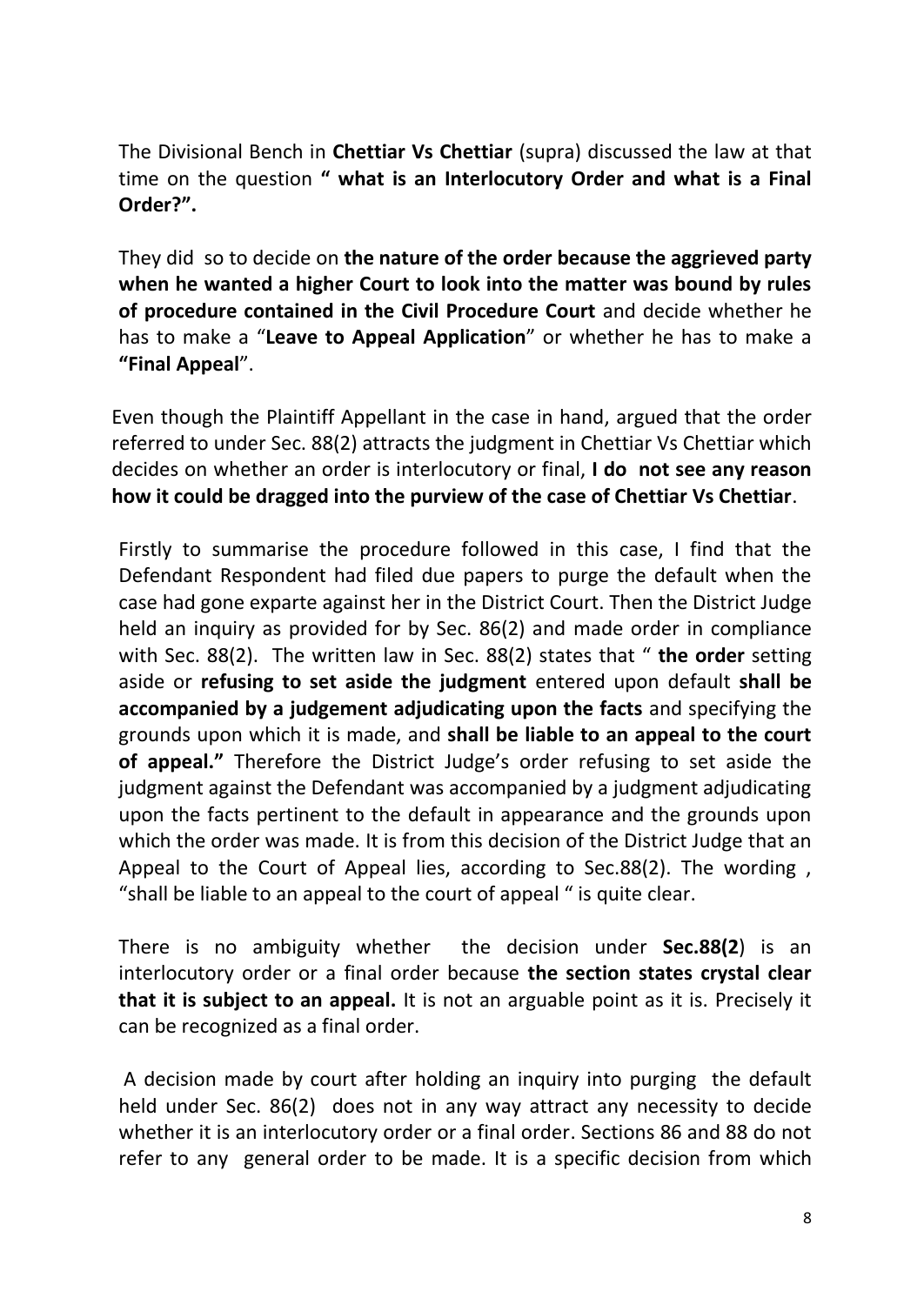The Divisional Bench in **Chettiar Vs Chettiar** (supra) discussed the law at that time on the question **" what is an Interlocutory Order and what is a Final Order?".**

They did so to decide on **the nature of the order because the aggrieved party when he wanted a higher Court to look into the matter was bound by rules of procedure contained in the Civil Procedure Court** and decide whether he has to make a "**Leave to Appeal Application**" or whether he has to make a **"Final Appeal**".

Even though the Plaintiff Appellant in the case in hand, argued that the order referred to under Sec. 88(2) attracts the judgment in Chettiar Vs Chettiar which decides on whether an order is interlocutory or final, **I do not see any reason how it could be dragged into the purview of the case of Chettiar Vs Chettiar**.

Firstly to summarise the procedure followed in this case, I find that the Defendant Respondent had filed due papers to purge the default when the case had gone exparte against her in the District Court. Then the District Judge held an inquiry as provided for by Sec. 86(2) and made order in compliance with Sec. 88(2). The written law in Sec. 88(2) states that " **the order** setting aside or **refusing to set aside the judgment** entered upon default **shall be accompanied by a judgement adjudicating upon the facts** and specifying the grounds upon which it is made, and **shall be liable to an appeal to the court of appeal."** Therefore the District Judge's order refusing to set aside the judgment against the Defendant was accompanied by a judgment adjudicating upon the facts pertinent to the default in appearance and the grounds upon which the order was made. It is from this decision of the District Judge that an Appeal to the Court of Appeal lies, according to Sec.88(2). The wording , "shall be liable to an appeal to the court of appeal " is quite clear.

There is no ambiguity whether the decision under **Sec.88(2**) is an interlocutory order or a final order because **the section states crystal clear that it is subject to an appeal.** It is not an arguable point as it is. Precisely it can be recognized as a final order.

A decision made by court after holding an inquiry into purging the default held under Sec. 86(2) does not in any way attract any necessity to decide whether it is an interlocutory order or a final order. Sections 86 and 88 do not refer to any general order to be made. It is a specific decision from which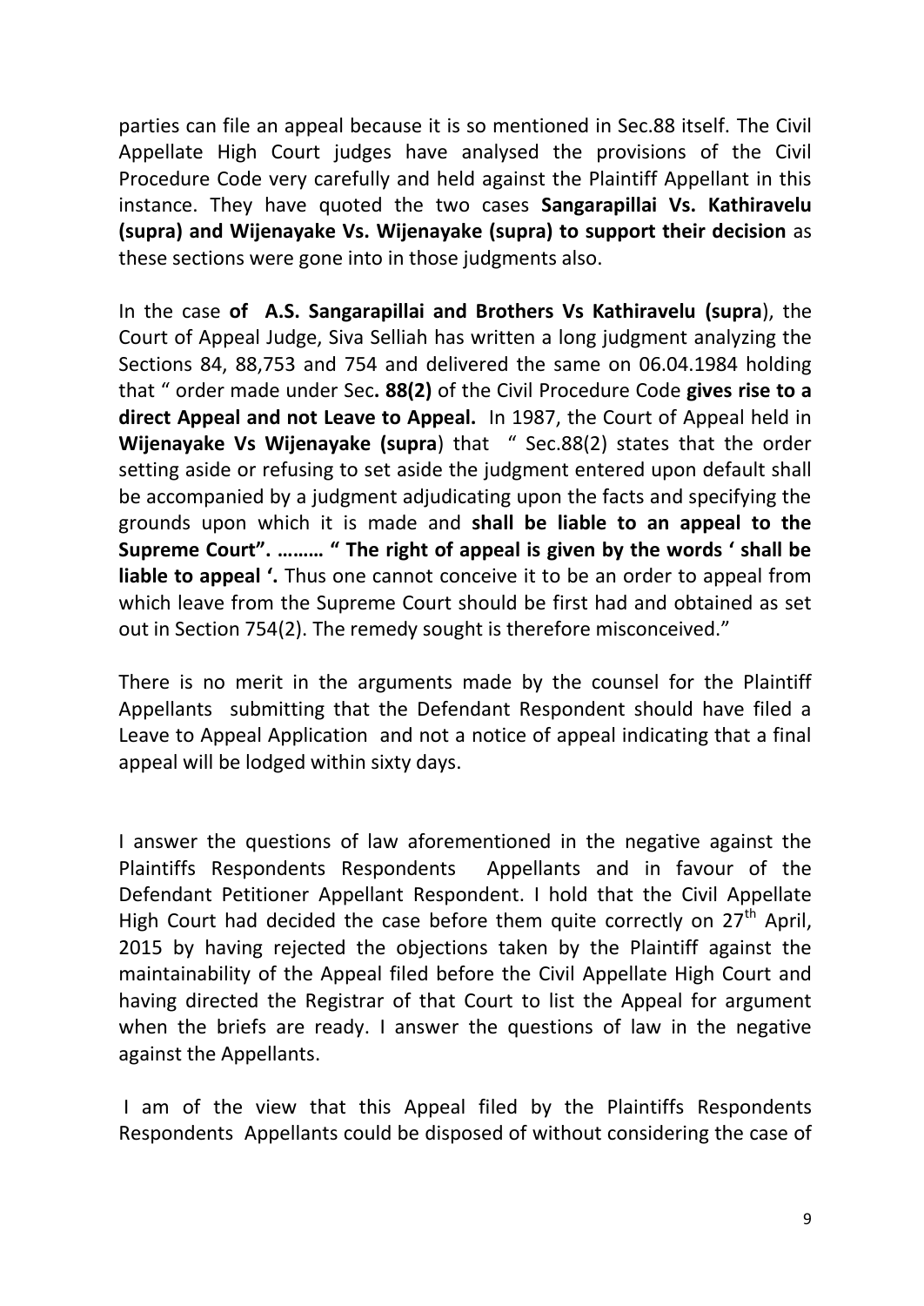parties can file an appeal because it is so mentioned in Sec.88 itself. The Civil Appellate High Court judges have analysed the provisions of the Civil Procedure Code very carefully and held against the Plaintiff Appellant in this instance. They have quoted the two cases **Sangarapillai Vs. Kathiravelu (supra) and Wijenayake Vs. Wijenayake (supra) to support their decision** as these sections were gone into in those judgments also.

In the case **of A.S. Sangarapillai and Brothers Vs Kathiravelu (supra**), the Court of Appeal Judge, Siva Selliah has written a long judgment analyzing the Sections 84, 88,753 and 754 and delivered the same on 06.04.1984 holding that " order made under Sec**. 88(2)** of the Civil Procedure Code **gives rise to a direct Appeal and not Leave to Appeal.** In 1987, the Court of Appeal held in **Wijenayake Vs Wijenayake (supra**) that " Sec.88(2) states that the order setting aside or refusing to set aside the judgment entered upon default shall be accompanied by a judgment adjudicating upon the facts and specifying the grounds upon which it is made and **shall be liable to an appeal to the Supreme Court". ……… " The right of appeal is given by the words ' shall be liable to appeal '.** Thus one cannot conceive it to be an order to appeal from which leave from the Supreme Court should be first had and obtained as set out in Section 754(2). The remedy sought is therefore misconceived."

There is no merit in the arguments made by the counsel for the Plaintiff Appellants submitting that the Defendant Respondent should have filed a Leave to Appeal Application and not a notice of appeal indicating that a final appeal will be lodged within sixty days.

I answer the questions of law aforementioned in the negative against the Plaintiffs Respondents Respondents Appellants and in favour of the Defendant Petitioner Appellant Respondent. I hold that the Civil Appellate High Court had decided the case before them quite correctly on 27th April, 2015 by having rejected the objections taken by the Plaintiff against the maintainability of the Appeal filed before the Civil Appellate High Court and having directed the Registrar of that Court to list the Appeal for argument when the briefs are ready. I answer the questions of law in the negative against the Appellants.

I am of the view that this Appeal filed by the Plaintiffs Respondents Respondents Appellants could be disposed of without considering the case of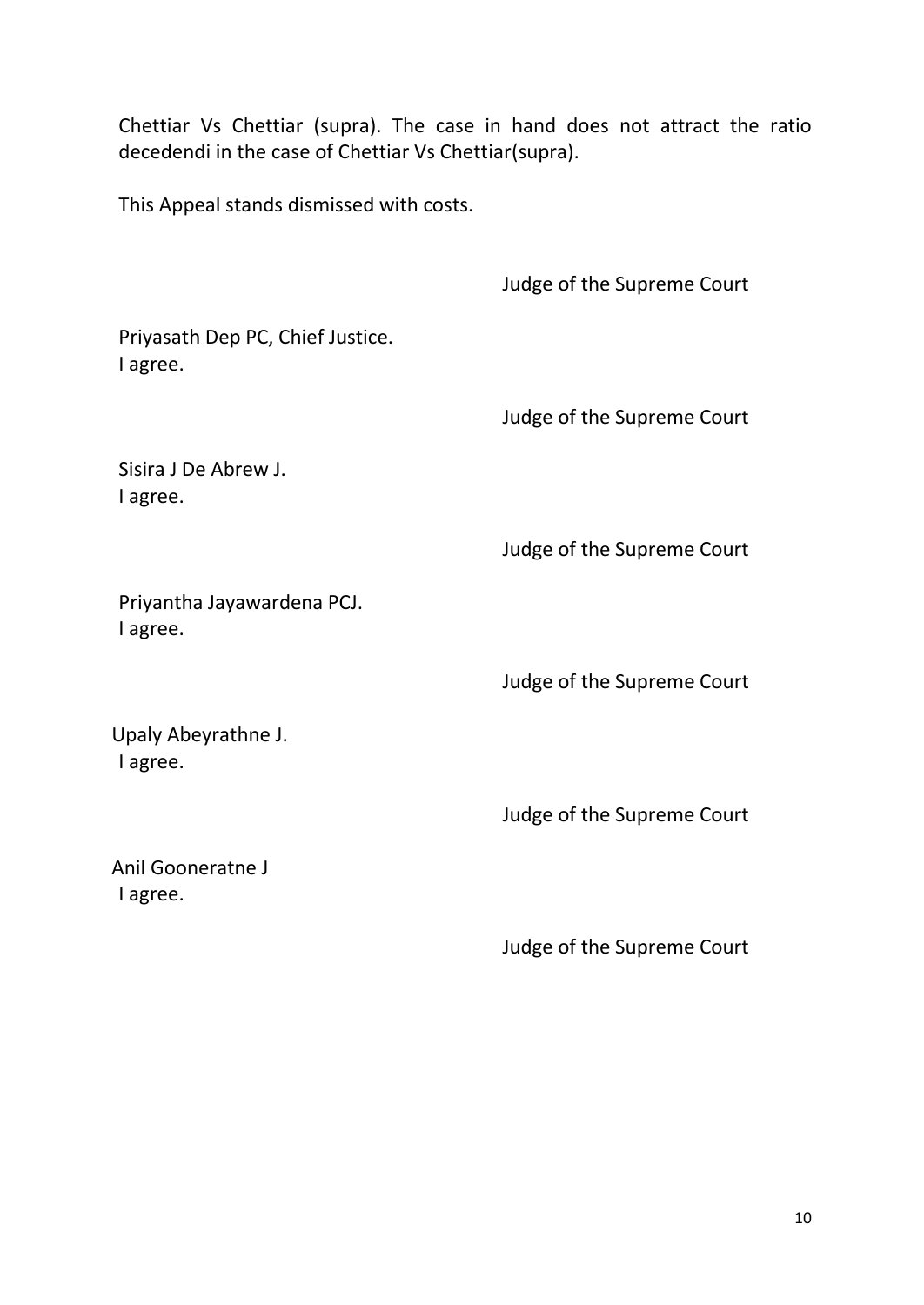Chettiar Vs Chettiar (supra). The case in hand does not attract the ratio decedendi in the case of Chettiar Vs Chettiar(supra).

This Appeal stands dismissed with costs.

Judge of the Supreme Court

Priyasath Dep PC, Chief Justice.
I agree.

Judge of the Supreme Court

Sisira J De Abrew J.
I agree.

Judge of the Supreme Court

Priyantha Jayawardena PCJ.
I agree.

Judge of the Supreme Court

Upaly Abeyrathne J.
I agree.

Judge of the Supreme Court

Anil Gooneratne J
I agree.

Judge of the Supreme Court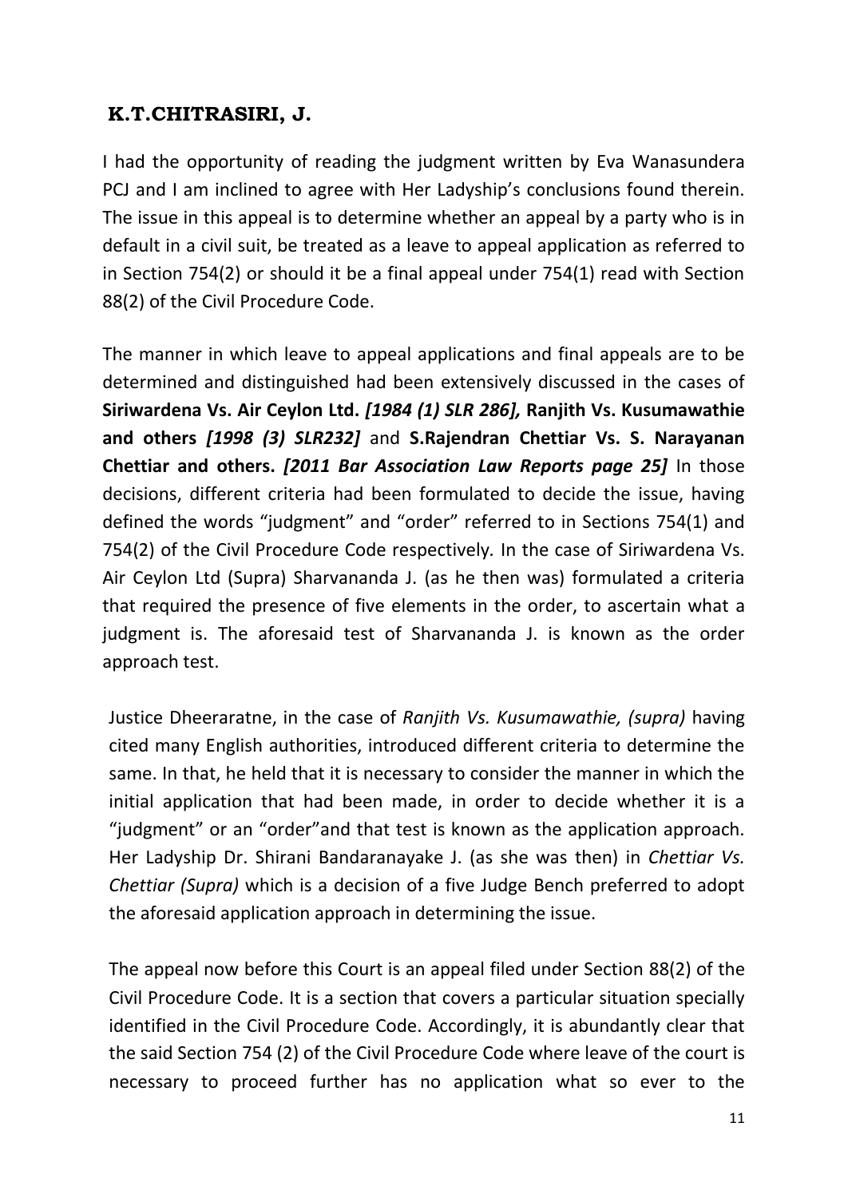## K.T.CHITRASIRI, J.

I had the opportunity of reading the judgment written by Eva Wanasundera PCJ and I am inclined to agree with Her Ladyship's conclusions found therein. The issue in this appeal is to determine whether an appeal by a party who is in default in a civil suit, be treated as a leave to appeal application as referred to in Section 754(2) or should it be a final appeal under 754(1) read with Section 88(2) of the Civil Procedure Code.

The manner in which leave to appeal applications and final appeals are to be determined and distinguished had been extensively discussed in the cases of **Siriwardena Vs. Air Ceylon Ltd.** ***[1984 (1) SLR 286],*** **Ranjith Vs. Kusumawathie and others** ***[1998 (3) SLR232]*** and **S.Rajendran Chettiar Vs. S. Narayanan Chettiar and others.** ***[2011 Bar Association Law Reports page 25]*** In those decisions, different criteria had been formulated to decide the issue, having defined the words "judgment" and "order" referred to in Sections 754(1) and 754(2) of the Civil Procedure Code respectively. In the case of Siriwardena Vs. Air Ceylon Ltd (Supra) Sharvananda J. (as he then was) formulated a criteria that required the presence of five elements in the order, to ascertain what a judgment is. The aforesaid test of Sharvananda J. is known as the order approach test.

Justice Dheeraratne, in the case of *Ranjith Vs. Kusumawathie, (supra)* having cited many English authorities, introduced different criteria to determine the same. In that, he held that it is necessary to consider the manner in which the initial application that had been made, in order to decide whether it is a "judgment" or an "order"and that test is known as the application approach. Her Ladyship Dr. Shirani Bandaranayake J. (as she was then) in *Chettiar Vs. Chettiar (Supra)* which is a decision of a five Judge Bench preferred to adopt the aforesaid application approach in determining the issue.

The appeal now before this Court is an appeal filed under Section 88(2) of the Civil Procedure Code. It is a section that covers a particular situation specially identified in the Civil Procedure Code. Accordingly, it is abundantly clear that the said Section 754 (2) of the Civil Procedure Code where leave of the court is necessary to proceed further has no application what so ever to the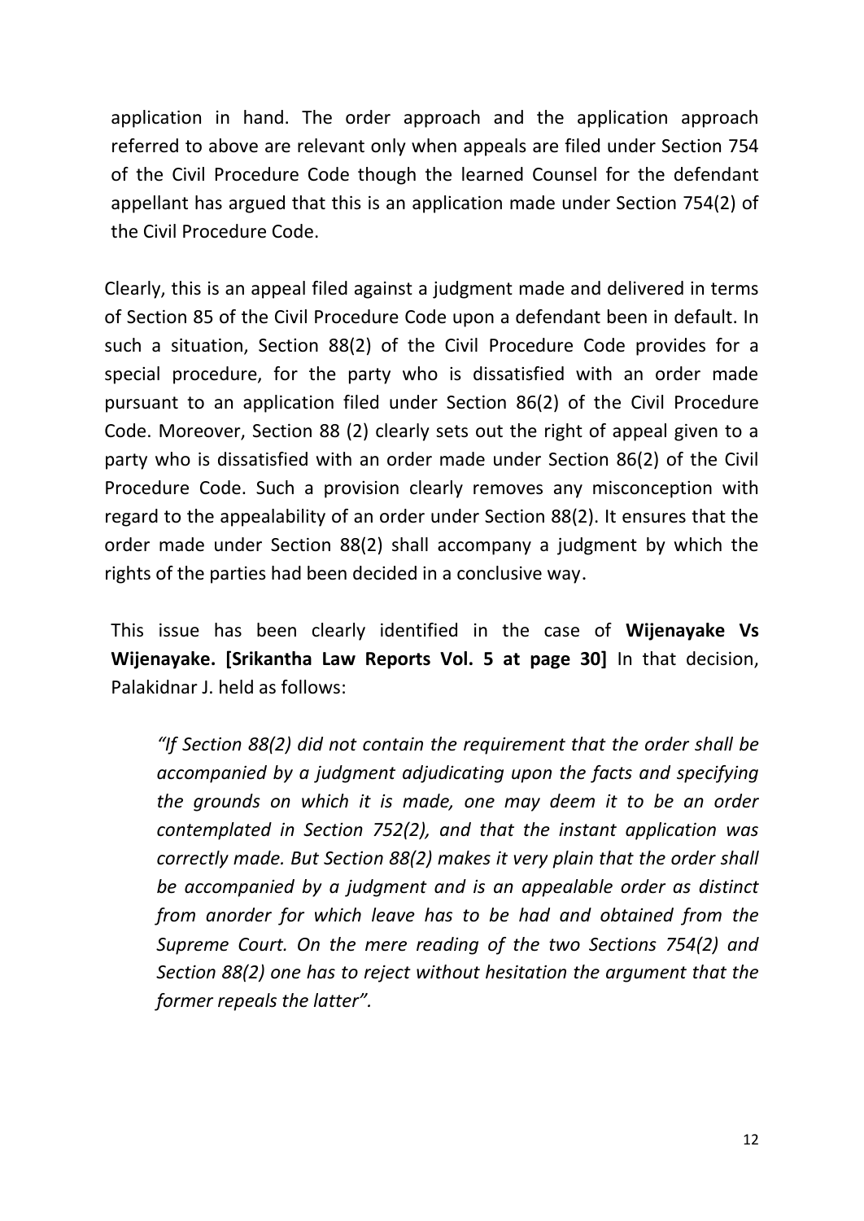application in hand. The order approach and the application approach referred to above are relevant only when appeals are filed under Section 754 of the Civil Procedure Code though the learned Counsel for the defendant appellant has argued that this is an application made under Section 754(2) of the Civil Procedure Code.

Clearly, this is an appeal filed against a judgment made and delivered in terms of Section 85 of the Civil Procedure Code upon a defendant been in default. In such a situation, Section 88(2) of the Civil Procedure Code provides for a special procedure, for the party who is dissatisfied with an order made pursuant to an application filed under Section 86(2) of the Civil Procedure Code. Moreover, Section 88 (2) clearly sets out the right of appeal given to a party who is dissatisfied with an order made under Section 86(2) of the Civil Procedure Code. Such a provision clearly removes any misconception with regard to the appealability of an order under Section 88(2). It ensures that the order made under Section 88(2) shall accompany a judgment by which the rights of the parties had been decided in a conclusive way.

This issue has been clearly identified in the case of **Wijenayake Vs Wijenayake. [Srikantha Law Reports Vol. 5 at page 30]** In that decision, Palakidnar J. held as follows:

> *"If Section 88(2) did not contain the requirement that the order shall be accompanied by a judgment adjudicating upon the facts and specifying the grounds on which it is made, one may deem it to be an order contemplated in Section 752(2), and that the instant application was correctly made. But Section 88(2) makes it very plain that the order shall be accompanied by a judgment and is an appealable order as distinct from anorder for which leave has to be had and obtained from the Supreme Court. On the mere reading of the two Sections 754(2) and Section 88(2) one has to reject without hesitation the argument that the former repeals the latter".*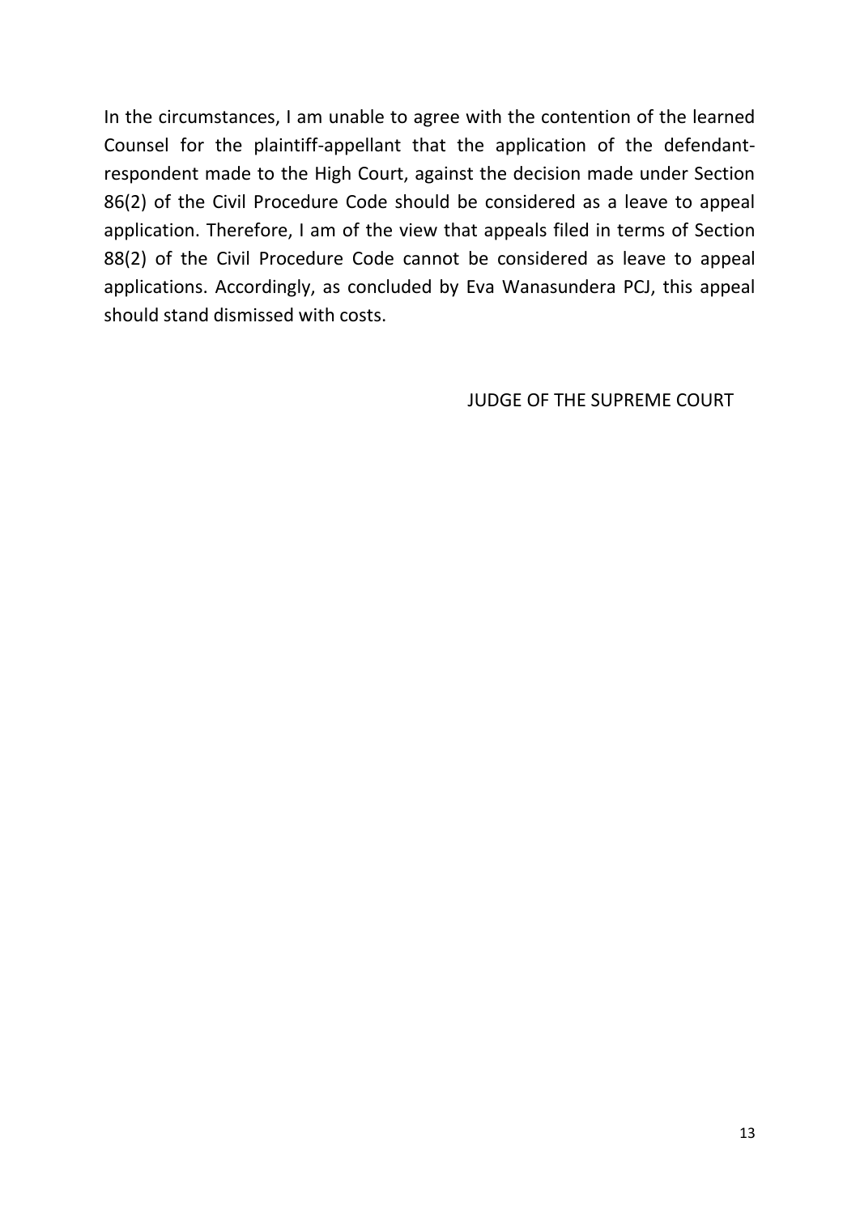In the circumstances, I am unable to agree with the contention of the learned Counsel for the plaintiff-appellant that the application of the defendant-respondent made to the High Court, against the decision made under Section 86(2) of the Civil Procedure Code should be considered as a leave to appeal application. Therefore, I am of the view that appeals filed in terms of Section 88(2) of the Civil Procedure Code cannot be considered as leave to appeal applications. Accordingly, as concluded by Eva Wanasundera PCJ, this appeal should stand dismissed with costs.

JUDGE OF THE SUPREME COURT